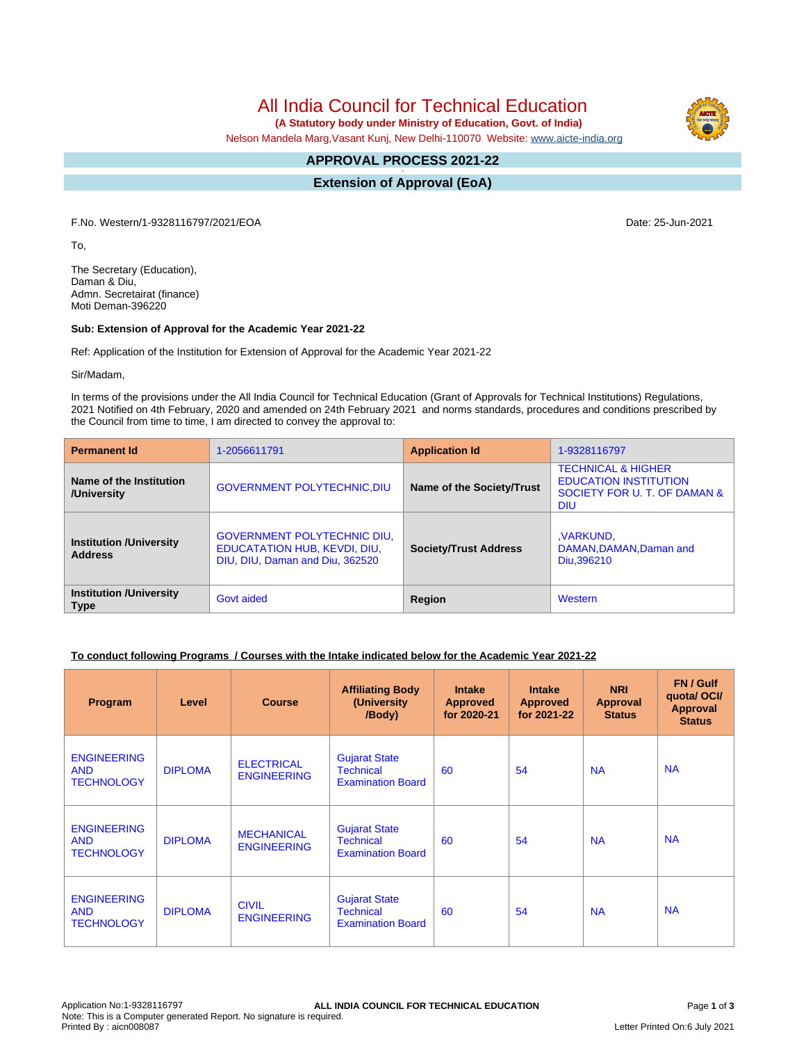# All India Council for Technical Education

**(A Statutory body under Ministry of Education, Govt. of India)**

Nelson Mandela Marg,Vasant Kunj, New Delhi-110070 Website: www.aicte-india.org

## APPROVAL PROCESS 2021-22

## Extension of Approval (EoA)

F.No. Western/1-9328116797/2021/EOA

Date: 25-Jun-2021

To,

The Secretary (Education),
Daman & Diu,
Admn. Secretairat (finance)
Moti Deman-396220

**Sub: Extension of Approval for the Academic Year 2021-22**

Ref: Application of the Institution for Extension of Approval for the Academic Year 2021-22

Sir/Madam,

In terms of the provisions under the All India Council for Technical Education (Grant of Approvals for Technical Institutions) Regulations, 2021 Notified on 4th February, 2020 and amended on 24th February 2021 and norms standards, procedures and conditions prescribed by the Council from time to time, I am directed to convey the approval to:

| **Permanent Id** | 1-2056611791 | **Application Id** | 1-9328116797 |
|---|---|---|---|
| **Name of the Institution /University** | GOVERNMENT POLYTECHNIC,DIU | **Name of the Society/Trust** | TECHNICAL & HIGHER EDUCATION INSTITUTION SOCIETY FOR U. T. OF DAMAN & DIU |
| **Institution /University Address** | GOVERNMENT POLYTECHNIC DIU, EDUCATATION HUB, KEVDI, DIU, DIU, DIU, Daman and Diu, 362520 | **Society/Trust Address** | ,VARKUND, DAMAN,DAMAN,Daman and Diu,396210 |
| **Institution /University Type** | Govt aided | **Region** | Western |

**To conduct following Programs / Courses with the Intake indicated below for the Academic Year 2021-22**

| Program | Level | Course | Affiliating Body (University /Body) | Intake Approved for 2020-21 | Intake Approved for 2021-22 | NRI Approval Status | FN / Gulf quota/ OCI/ Approval Status |
|---|---|---|---|---|---|---|---|
| ENGINEERING AND TECHNOLOGY | DIPLOMA | ELECTRICAL ENGINEERING | Gujarat State Technical Examination Board | 60 | 54 | NA | NA |
| ENGINEERING AND TECHNOLOGY | DIPLOMA | MECHANICAL ENGINEERING | Gujarat State Technical Examination Board | 60 | 54 | NA | NA |
| ENGINEERING AND TECHNOLOGY | DIPLOMA | CIVIL ENGINEERING | Gujarat State Technical Examination Board | 60 | 54 | NA | NA |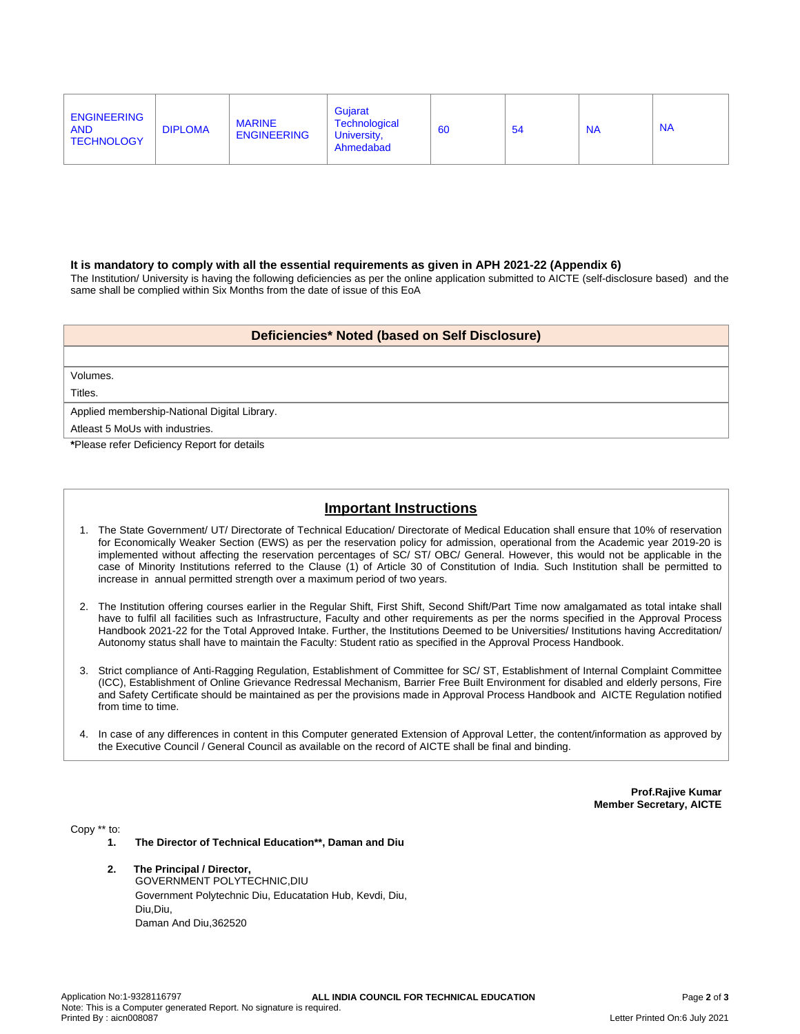| ENGINEERING AND TECHNOLOGY | DIPLOMA | MARINE ENGINEERING | Gujarat Technological University, Ahmedabad | 60 | 54 | NA | NA |
|---|---|---|---|---|---|---|---|

**It is mandatory to comply with all the essential requirements as given in APH 2021-22 (Appendix 6)**

The Institution/ University is having the following deficiencies as per the online application submitted to AICTE (self-disclosure based) and the same shall be complied within Six Months from the date of issue of this EoA

| Deficiencies* Noted (based on Self Disclosure) |
|---|
| |
| Volumes.<br>Titles. |
| Applied membership-National Digital Library.<br>Atleast 5 MoUs with industries. |

***Please refer Deficiency Report for details**

## Important Instructions

1. The State Government/ UT/ Directorate of Technical Education/ Directorate of Medical Education shall ensure that 10% of reservation for Economically Weaker Section (EWS) as per the reservation policy for admission, operational from the Academic year 2019-20 is implemented without affecting the reservation percentages of SC/ ST/ OBC/ General. However, this would not be applicable in the case of Minority Institutions referred to the Clause (1) of Article 30 of Constitution of India. Such Institution shall be permitted to increase in annual permitted strength over a maximum period of two years.

2. The Institution offering courses earlier in the Regular Shift, First Shift, Second Shift/Part Time now amalgamated as total intake shall have to fulfil all facilities such as Infrastructure, Faculty and other requirements as per the norms specified in the Approval Process Handbook 2021-22 for the Total Approved Intake. Further, the Institutions Deemed to be Universities/ Institutions having Accreditation/ Autonomy status shall have to maintain the Faculty: Student ratio as specified in the Approval Process Handbook.

3. Strict compliance of Anti-Ragging Regulation, Establishment of Committee for SC/ ST, Establishment of Internal Complaint Committee (ICC), Establishment of Online Grievance Redressal Mechanism, Barrier Free Built Environment for disabled and elderly persons, Fire and Safety Certificate should be maintained as per the provisions made in Approval Process Handbook and AICTE Regulation notified from time to time.

4. In case of any differences in content in this Computer generated Extension of Approval Letter, the content/information as approved by the Executive Council / General Council as available on the record of AICTE shall be final and binding.

**Prof.Rajive Kumar**
**Member Secretary, AICTE**

Copy ** to:

1. **The Director of Technical Education**, Daman and Diu**

2. **The Principal / Director,**
   GOVERNMENT POLYTECHNIC,DIU
   Government Polytechnic Diu, Educatation Hub, Kevdi, Diu,
   Diu,Diu,
   Daman And Diu,362520

Application No:1-9328116797
Note: This is a Computer generated Report. No signature is required.
Printed By : aicn008087
Letter Printed On:6 July 2021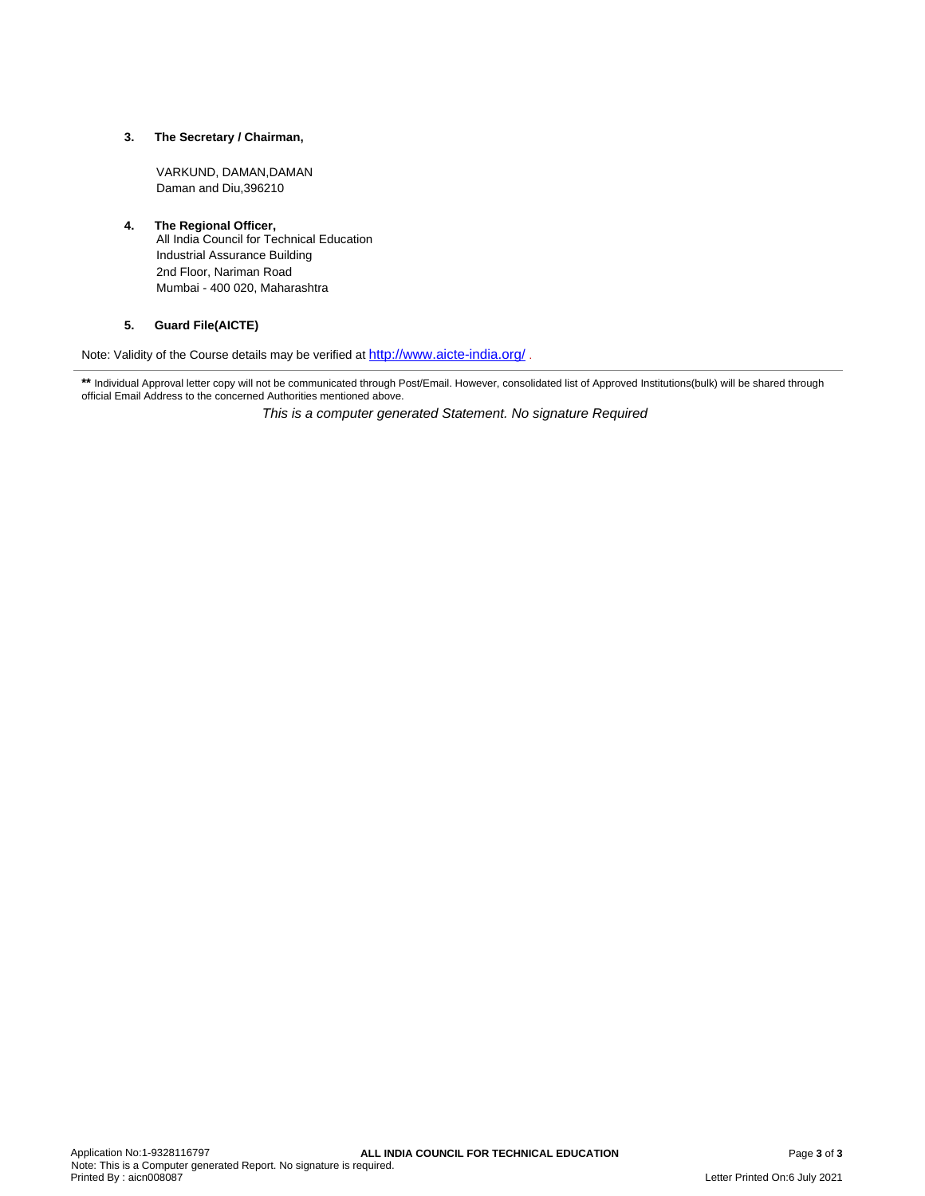3. **The Secretary / Chairman,**

   VARKUND, DAMAN,DAMAN
   Daman and Diu,396210

4. **The Regional Officer,**
   All India Council for Technical Education
   Industrial Assurance Building
   2nd Floor, Nariman Road
   Mumbai - 400 020, Maharashtra

5. **Guard File(AICTE)**

Note: Validity of the Course details may be verified at http://www.aicte-india.org/ .

---

**\*\*** Individual Approval letter copy will not be communicated through Post/Email. However, consolidated list of Approved Institutions(bulk) will be shared through official Email Address to the concerned Authorities mentioned above.

*This is a computer generated Statement. No signature Required*

Application No:1-9328116797
Note: This is a Computer generated Report. No signature is required.
Printed By : aicn008087

Letter Printed On:6 July 2021